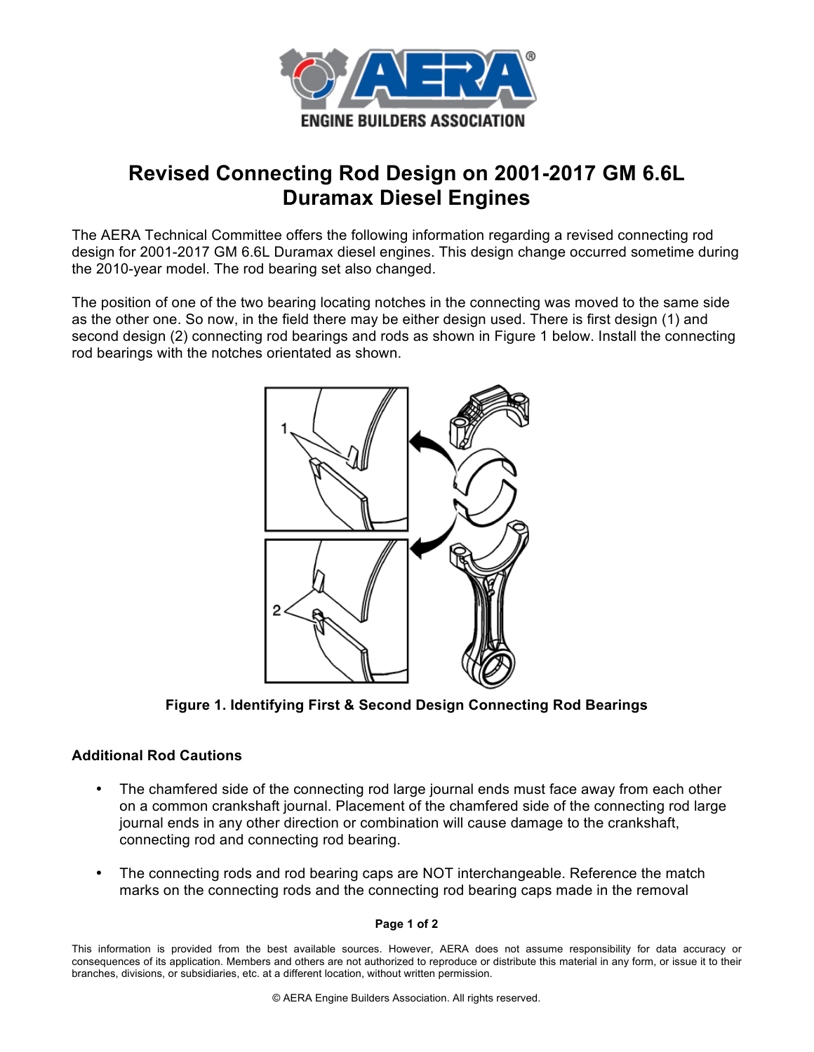# Revised Connecting Rod Design on 2001-2017 GM 6.6L Duramax Diesel Engines

The AERA Technical Committee offers the following information regarding a revised connecting rod design for 2001-2017 GM 6.6L Duramax diesel engines. This design change occurred sometime during the 2010-year model. The rod bearing set also changed.

The position of one of the two bearing locating notches in the connecting was moved to the same side as the other one. So now, in the field there may be either design used. There is first design (1) and second design (2) connecting rod bearings and rods as shown in Figure 1 below. Install the connecting rod bearings with the notches orientated as shown.

**Figure 1. Identifying First & Second Design Connecting Rod Bearings**

### Additional Rod Cautions

- The chamfered side of the connecting rod large journal ends must face away from each other on a common crankshaft journal. Placement of the chamfered side of the connecting rod large journal ends in any other direction or combination will cause damage to the crankshaft, connecting rod and connecting rod bearing.
- The connecting rods and rod bearing caps are NOT interchangeable. Reference the match marks on the connecting rods and the connecting rod bearing caps made in the removal

This information is provided from the best available sources. However, AERA does not assume responsibility for data accuracy or consequences of its application. Members and others are not authorized to reproduce or distribute this material in any form, or issue it to their branches, divisions, or subsidiaries, etc. at a different location, without written permission.

© AERA Engine Builders Association. All rights reserved.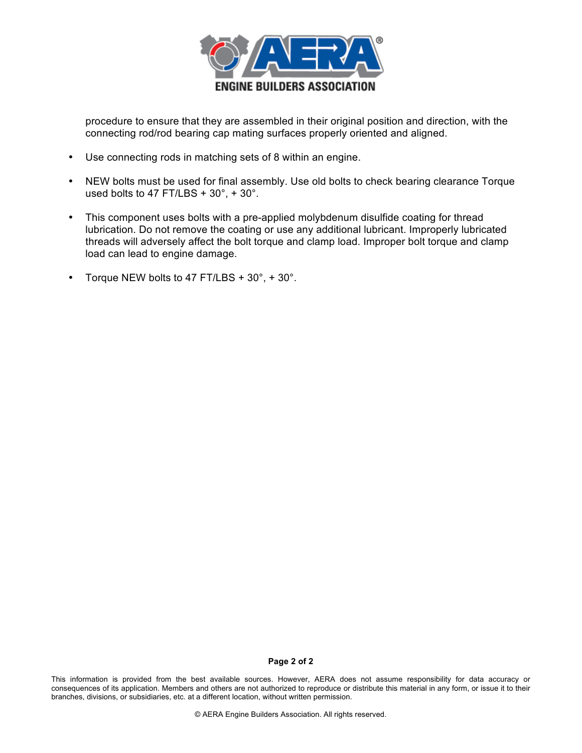procedure to ensure that they are assembled in their original position and direction, with the connecting rod/rod bearing cap mating surfaces properly oriented and aligned.

- Use connecting rods in matching sets of 8 within an engine.
- NEW bolts must be used for final assembly. Use old bolts to check bearing clearance Torque used bolts to 47 FT/LBS + 30°, + 30°.
- This component uses bolts with a pre-applied molybdenum disulfide coating for thread lubrication. Do not remove the coating or use any additional lubricant. Improperly lubricated threads will adversely affect the bolt torque and clamp load. Improper bolt torque and clamp load can lead to engine damage.
- Torque NEW bolts to 47 FT/LBS + 30°, + 30°.

This information is provided from the best available sources. However, AERA does not assume responsibility for data accuracy or consequences of its application. Members and others are not authorized to reproduce or distribute this material in any form, or issue it to their branches, divisions, or subsidiaries, etc. at a different location, without written permission.

© AERA Engine Builders Association. All rights reserved.